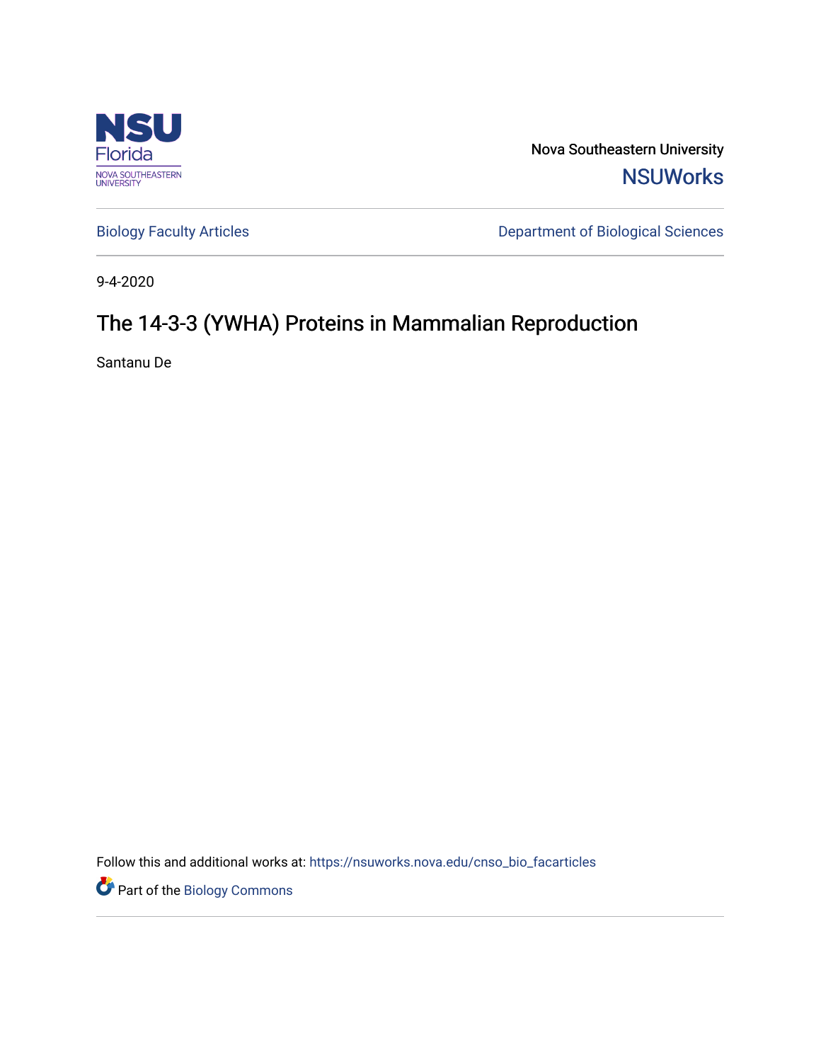NSU Florida
NOVA SOUTHEASTERN UNIVERSITY

Nova Southeastern University
**NSUWorks**

Biology Faculty Articles

Department of Biological Sciences

9-4-2020

# The 14-3-3 (YWHA) Proteins in Mammalian Reproduction

Santanu De

Follow this and additional works at: https://nsuworks.nova.edu/cnso_bio_facarticles

Part of the Biology Commons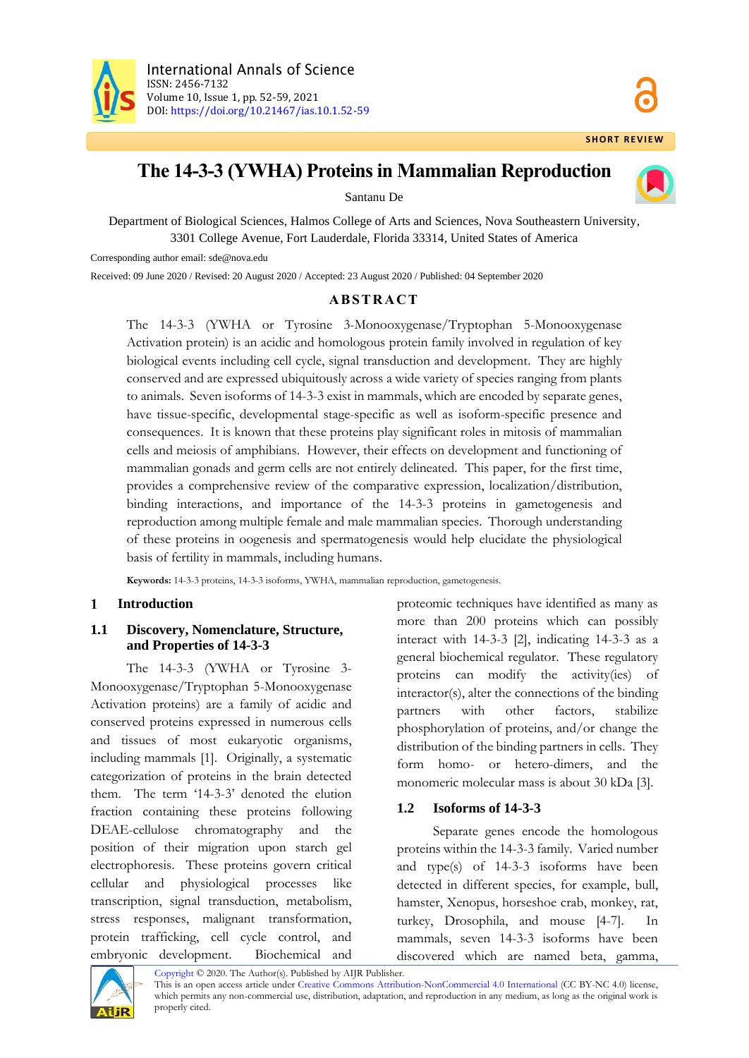# The 14-3-3 (YWHA) Proteins in Mammalian Reproduction

Santanu De

Department of Biological Sciences, Halmos College of Arts and Sciences, Nova Southeastern University, 3301 College Avenue, Fort Lauderdale, Florida 33314, United States of America

Corresponding author email: sde@nova.edu

Received: 09 June 2020 / Revised: 20 August 2020 / Accepted: 23 August 2020 / Published: 04 September 2020

## ABSTRACT

The 14-3-3 (YWHA or Tyrosine 3-Monooxygenase/Tryptophan 5-Monooxygenase Activation protein) is an acidic and homologous protein family involved in regulation of key biological events including cell cycle, signal transduction and development. They are highly conserved and are expressed ubiquitously across a wide variety of species ranging from plants to animals. Seven isoforms of 14-3-3 exist in mammals, which are encoded by separate genes, have tissue-specific, developmental stage-specific as well as isoform-specific presence and consequences. It is known that these proteins play significant roles in mitosis of mammalian cells and meiosis of amphibians. However, their effects on development and functioning of mammalian gonads and germ cells are not entirely delineated. This paper, for the first time, provides a comprehensive review of the comparative expression, localization/distribution, binding interactions, and importance of the 14-3-3 proteins in gametogenesis and reproduction among multiple female and male mammalian species. Thorough understanding of these proteins in oogenesis and spermatogenesis would help elucidate the physiological basis of fertility in mammals, including humans.

**Keywords:** 14-3-3 proteins, 14-3-3 isoforms, YWHA, mammalian reproduction, gametogenesis.

## 1 Introduction

### 1.1 Discovery, Nomenclature, Structure, and Properties of 14-3-3

The 14-3-3 (YWHA or Tyrosine 3-Monooxygenase/Tryptophan 5-Monooxygenase Activation proteins) are a family of acidic and conserved proteins expressed in numerous cells and tissues of most eukaryotic organisms, including mammals [1]. Originally, a systematic categorization of proteins in the brain detected them. The term '14-3-3' denoted the elution fraction containing these proteins following DEAE-cellulose chromatography and the position of their migration upon starch gel electrophoresis. These proteins govern critical cellular and physiological processes like transcription, signal transduction, metabolism, stress responses, malignant transformation, protein trafficking, cell cycle control, and embryonic development. Biochemical and proteomic techniques have identified as many as more than 200 proteins which can possibly interact with 14-3-3 [2], indicating 14-3-3 as a general biochemical regulator. These regulatory proteins can modify the activity(ies) of interactor(s), alter the connections of the binding partners with other factors, stabilize phosphorylation of proteins, and/or change the distribution of the binding partners in cells. They form homo- or hetero-dimers, and the monomeric molecular mass is about 30 kDa [3].

### 1.2 Isoforms of 14-3-3

Separate genes encode the homologous proteins within the 14-3-3 family. Varied number and type(s) of 14-3-3 isoforms have been detected in different species, for example, bull, hamster, Xenopus, horseshoe crab, monkey, rat, turkey, Drosophila, and mouse [4-7]. In mammals, seven 14-3-3 isoforms have been discovered which are named beta, gamma,

Copyright © 2020. The Author(s). Published by AIJR Publisher.
This is an open access article under Creative Commons Attribution-NonCommercial 4.0 International (CC BY-NC 4.0) license, which permits any non-commercial use, distribution, adaptation, and reproduction in any medium, as long as the original work is properly cited.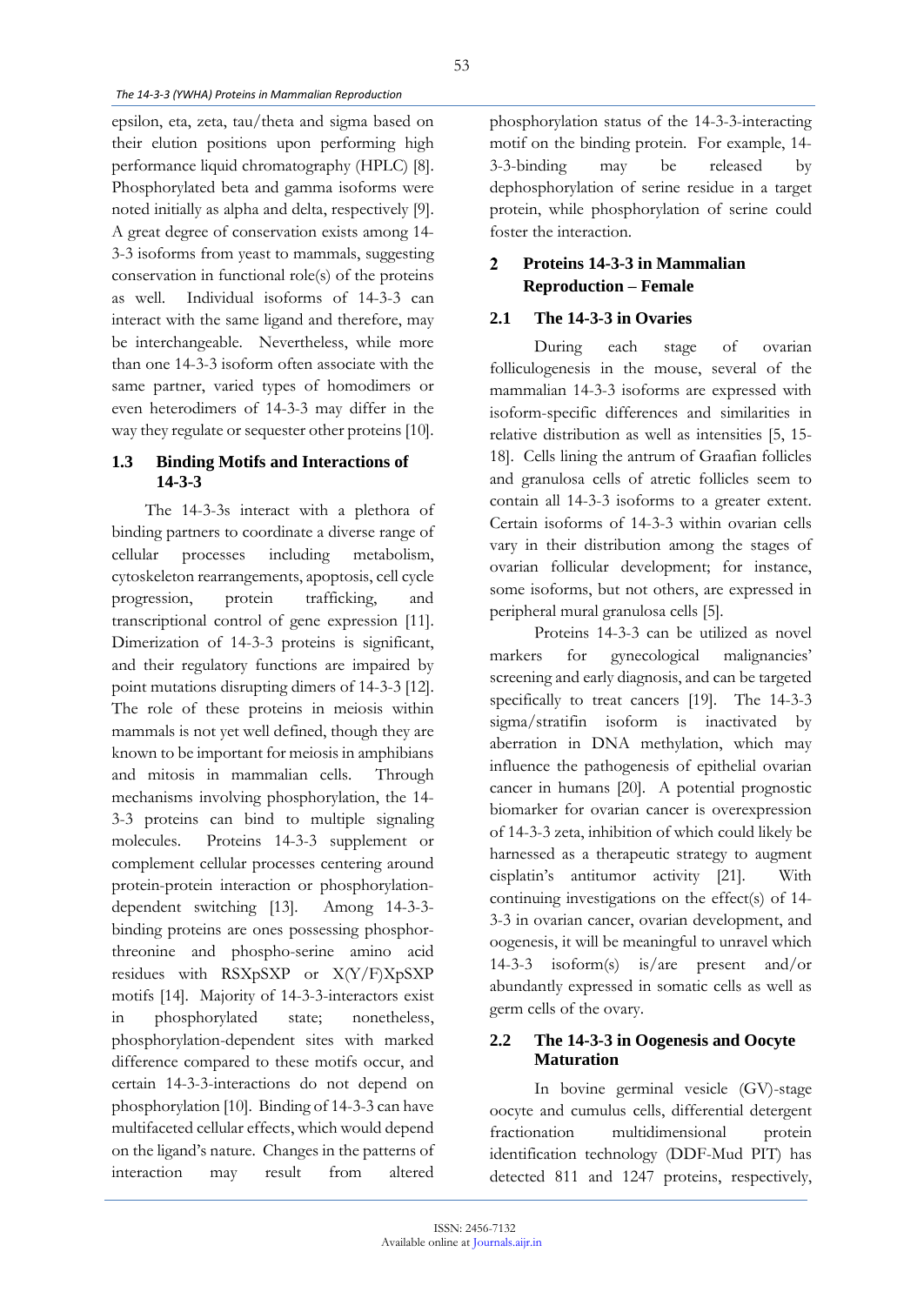epsilon, eta, zeta, tau/theta and sigma based on their elution positions upon performing high performance liquid chromatography (HPLC) [8]. Phosphorylated beta and gamma isoforms were noted initially as alpha and delta, respectively [9]. A great degree of conservation exists among 14-3-3 isoforms from yeast to mammals, suggesting conservation in functional role(s) of the proteins as well. Individual isoforms of 14-3-3 can interact with the same ligand and therefore, may be interchangeable. Nevertheless, while more than one 14-3-3 isoform often associate with the same partner, varied types of homodimers or even heterodimers of 14-3-3 may differ in the way they regulate or sequester other proteins [10].

### 1.3 Binding Motifs and Interactions of 14-3-3

The 14-3-3s interact with a plethora of binding partners to coordinate a diverse range of cellular processes including metabolism, cytoskeleton rearrangements, apoptosis, cell cycle progression, protein trafficking, and transcriptional control of gene expression [11]. Dimerization of 14-3-3 proteins is significant, and their regulatory functions are impaired by point mutations disrupting dimers of 14-3-3 [12]. The role of these proteins in meiosis within mammals is not yet well defined, though they are known to be important for meiosis in amphibians and mitosis in mammalian cells. Through mechanisms involving phosphorylation, the 14-3-3 proteins can bind to multiple signaling molecules. Proteins 14-3-3 supplement or complement cellular processes centering around protein-protein interaction or phosphorylation-dependent switching [13]. Among 14-3-3-binding proteins are ones possessing phosphor-threonine and phospho-serine amino acid residues with RSXpSXP or X(Y/F)XpSXP motifs [14]. Majority of 14-3-3-interactors exist in phosphorylated state; nonetheless, phosphorylation-dependent sites with marked difference compared to these motifs occur, and certain 14-3-3-interactions do not depend on phosphorylation [10]. Binding of 14-3-3 can have multifaceted cellular effects, which would depend on the ligand's nature. Changes in the patterns of interaction may result from altered phosphorylation status of the 14-3-3-interacting motif on the binding protein. For example, 14-3-3-binding may be released by dephosphorylation of serine residue in a target protein, while phosphorylation of serine could foster the interaction.

## 2 Proteins 14-3-3 in Mammalian Reproduction – Female

### 2.1 The 14-3-3 in Ovaries

During each stage of ovarian folliculogenesis in the mouse, several of the mammalian 14-3-3 isoforms are expressed with isoform-specific differences and similarities in relative distribution as well as intensities [5, 15-18]. Cells lining the antrum of Graafian follicles and granulosa cells of atretic follicles seem to contain all 14-3-3 isoforms to a greater extent. Certain isoforms of 14-3-3 within ovarian cells vary in their distribution among the stages of ovarian follicular development; for instance, some isoforms, but not others, are expressed in peripheral mural granulosa cells [5].

Proteins 14-3-3 can be utilized as novel markers for gynecological malignancies' screening and early diagnosis, and can be targeted specifically to treat cancers [19]. The 14-3-3 sigma/stratifin isoform is inactivated by aberration in DNA methylation, which may influence the pathogenesis of epithelial ovarian cancer in humans [20]. A potential prognostic biomarker for ovarian cancer is overexpression of 14-3-3 zeta, inhibition of which could likely be harnessed as a therapeutic strategy to augment cisplatin's antitumor activity [21]. With continuing investigations on the effect(s) of 14-3-3 in ovarian cancer, ovarian development, and oogenesis, it will be meaningful to unravel which 14-3-3 isoform(s) is/are present and/or abundantly expressed in somatic cells as well as germ cells of the ovary.

### 2.2 The 14-3-3 in Oogenesis and Oocyte Maturation

In bovine germinal vesicle (GV)-stage oocyte and cumulus cells, differential detergent fractionation multidimensional protein identification technology (DDF-Mud PIT) has detected 811 and 1247 proteins, respectively,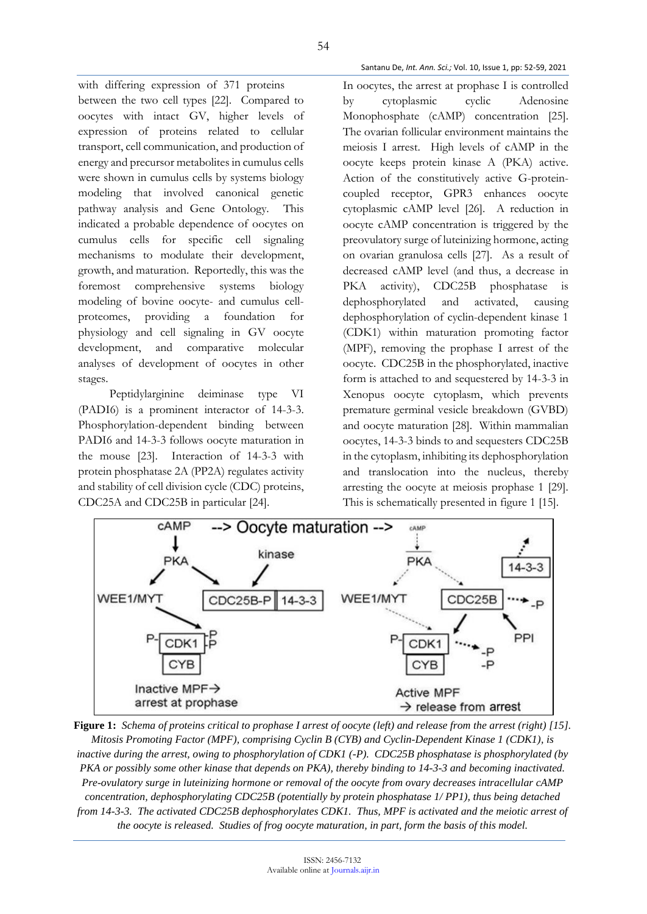with differing expression of 371 proteins between the two cell types [22]. Compared to oocytes with intact GV, higher levels of expression of proteins related to cellular transport, cell communication, and production of energy and precursor metabolites in cumulus cells were shown in cumulus cells by systems biology modeling that involved canonical genetic pathway analysis and Gene Ontology. This indicated a probable dependence of oocytes on cumulus cells for specific cell signaling mechanisms to modulate their development, growth, and maturation. Reportedly, this was the foremost comprehensive systems biology modeling of bovine oocyte- and cumulus cell-proteomes, providing a foundation for physiology and cell signaling in GV oocyte development, and comparative molecular analyses of development of oocytes in other stages.

Peptidylarginine deiminase type VI (PADI6) is a prominent interactor of 14-3-3. Phosphorylation-dependent binding between PADI6 and 14-3-3 follows oocyte maturation in the mouse [23]. Interaction of 14-3-3 with protein phosphatase 2A (PP2A) regulates activity and stability of cell division cycle (CDC) proteins, CDC25A and CDC25B in particular [24].

In oocytes, the arrest at prophase I is controlled by cytoplasmic cyclic Adenosine Monophosphate (cAMP) concentration [25]. The ovarian follicular environment maintains the meiosis I arrest. High levels of cAMP in the oocyte keeps protein kinase A (PKA) active. Action of the constitutively active G-protein-coupled receptor, GPR3 enhances oocyte cytoplasmic cAMP level [26]. A reduction in oocyte cAMP concentration is triggered by the preovulatory surge of luteinizing hormone, acting on ovarian granulosa cells [27]. As a result of decreased cAMP level (and thus, a decrease in PKA activity), CDC25B phosphatase is dephosphorylated and activated, causing dephosphorylation of cyclin-dependent kinase 1 (CDK1) within maturation promoting factor (MPF), removing the prophase I arrest of the oocyte. CDC25B in the phosphorylated, inactive form is attached to and sequestered by 14-3-3 in Xenopus oocyte cytoplasm, which prevents premature germinal vesicle breakdown (GVBD) and oocyte maturation [28]. Within mammalian oocytes, 14-3-3 binds to and sequesters CDC25B in the cytoplasm, inhibiting its dephosphorylation and translocation into the nucleus, thereby arresting the oocyte at meiosis prophase 1 [29]. This is schematically presented in figure 1 [15].

**Figure 1:** *Schema of proteins critical to prophase I arrest of oocyte (left) and release from the arrest (right) [15]. Mitosis Promoting Factor (MPF), comprising Cyclin B (CYB) and Cyclin-Dependent Kinase 1 (CDK1), is inactive during the arrest, owing to phosphorylation of CDK1 (-P). CDC25B phosphatase is phosphorylated (by PKA or possibly some other kinase that depends on PKA), thereby binding to 14-3-3 and becoming inactivated. Pre-ovulatory surge in luteinizing hormone or removal of the oocyte from ovary decreases intracellular cAMP concentration, dephosphorylating CDC25B (potentially by protein phosphatase 1/ PP1), thus being detached from 14-3-3. The activated CDC25B dephosphorylates CDK1. Thus, MPF is activated and the meiotic arrest of the oocyte is released. Studies of frog oocyte maturation, in part, form the basis of this model.*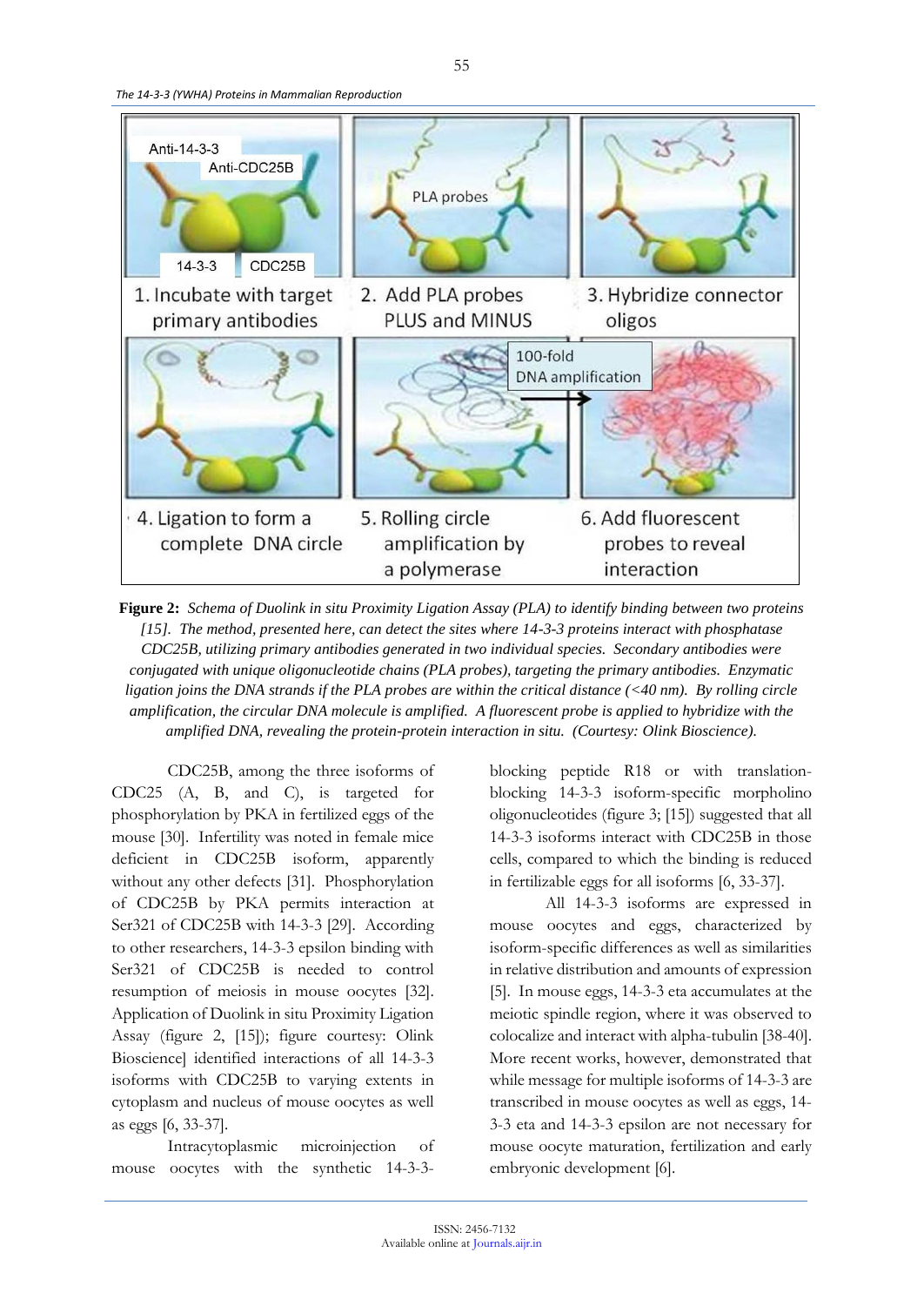**Figure 2:** *Schema of Duolink in situ Proximity Ligation Assay (PLA) to identify binding between two proteins [15]. The method, presented here, can detect the sites where 14-3-3 proteins interact with phosphatase CDC25B, utilizing primary antibodies generated in two individual species. Secondary antibodies were conjugated with unique oligonucleotide chains (PLA probes), targeting the primary antibodies. Enzymatic ligation joins the DNA strands if the PLA probes are within the critical distance (<40 nm). By rolling circle amplification, the circular DNA molecule is amplified. A fluorescent probe is applied to hybridize with the amplified DNA, revealing the protein-protein interaction in situ. (Courtesy: Olink Bioscience).*

CDC25B, among the three isoforms of CDC25 (A, B, and C), is targeted for phosphorylation by PKA in fertilized eggs of the mouse [30]. Infertility was noted in female mice deficient in CDC25B isoform, apparently without any other defects [31]. Phosphorylation of CDC25B by PKA permits interaction at Ser321 of CDC25B with 14-3-3 [29]. According to other researchers, 14-3-3 epsilon binding with Ser321 of CDC25B is needed to control resumption of meiosis in mouse oocytes [32]. Application of Duolink in situ Proximity Ligation Assay (figure 2, [15]); figure courtesy: Olink Bioscience] identified interactions of all 14-3-3 isoforms with CDC25B to varying extents in cytoplasm and nucleus of mouse oocytes as well as eggs [6, 33-37].

Intracytoplasmic microinjection of mouse oocytes with the synthetic 14-3-3-blocking peptide R18 or with translation-blocking 14-3-3 isoform-specific morpholino oligonucleotides (figure 3; [15]) suggested that all 14-3-3 isoforms interact with CDC25B in those cells, compared to which the binding is reduced in fertilizable eggs for all isoforms [6, 33-37].

All 14-3-3 isoforms are expressed in mouse oocytes and eggs, characterized by isoform-specific differences as well as similarities in relative distribution and amounts of expression [5]. In mouse eggs, 14-3-3 eta accumulates at the meiotic spindle region, where it was observed to colocalize and interact with alpha-tubulin [38-40]. More recent works, however, demonstrated that while message for multiple isoforms of 14-3-3 are transcribed in mouse oocytes as well as eggs, 14-3-3 eta and 14-3-3 epsilon are not necessary for mouse oocyte maturation, fertilization and early embryonic development [6].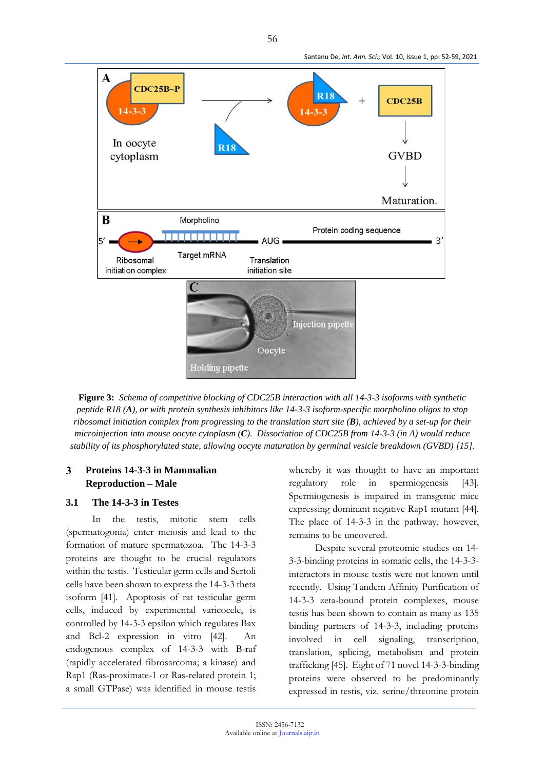**Figure 3:** *Schema of competitive blocking of CDC25B interaction with all 14-3-3 isoforms with synthetic peptide R18 (**A**), or with protein synthesis inhibitors like 14-3-3 isoform-specific morpholino oligos to stop ribosomal initiation complex from progressing to the translation start site (**B**), achieved by a set-up for their microinjection into mouse oocyte cytoplasm (**C**). Dissociation of CDC25B from 14-3-3 (in A) would reduce stability of its phosphorylated state, allowing oocyte maturation by germinal vesicle breakdown (GVBD) [15].*

## 3 Proteins 14-3-3 in Mammalian Reproduction – Male

### 3.1 The 14-3-3 in Testes

In the testis, mitotic stem cells (spermatogonia) enter meiosis and lead to the formation of mature spermatozoa. The 14-3-3 proteins are thought to be crucial regulators within the testis. Testicular germ cells and Sertoli cells have been shown to express the 14-3-3 theta isoform [41]. Apoptosis of rat testicular germ cells, induced by experimental varicocele, is controlled by 14-3-3 epsilon which regulates Bax and Bcl-2 expression in vitro [42]. An endogenous complex of 14-3-3 with B-raf (rapidly accelerated fibrosarcoma; a kinase) and Rap1 (Ras-proximate-1 or Ras-related protein 1; a small GTPase) was identified in mouse testis whereby it was thought to have an important regulatory role in spermiogenesis [43]. Spermiogenesis is impaired in transgenic mice expressing dominant negative Rap1 mutant [44]. The place of 14-3-3 in the pathway, however, remains to be uncovered.

Despite several proteomic studies on 14-3-3-binding proteins in somatic cells, the 14-3-3-interactors in mouse testis were not known until recently. Using Tandem Affinity Purification of 14-3-3 zeta-bound protein complexes, mouse testis has been shown to contain as many as 135 binding partners of 14-3-3, including proteins involved in cell signaling, transcription, translation, splicing, metabolism and protein trafficking [45]. Eight of 71 novel 14-3-3-binding proteins were observed to be predominantly expressed in testis, viz. serine/threonine protein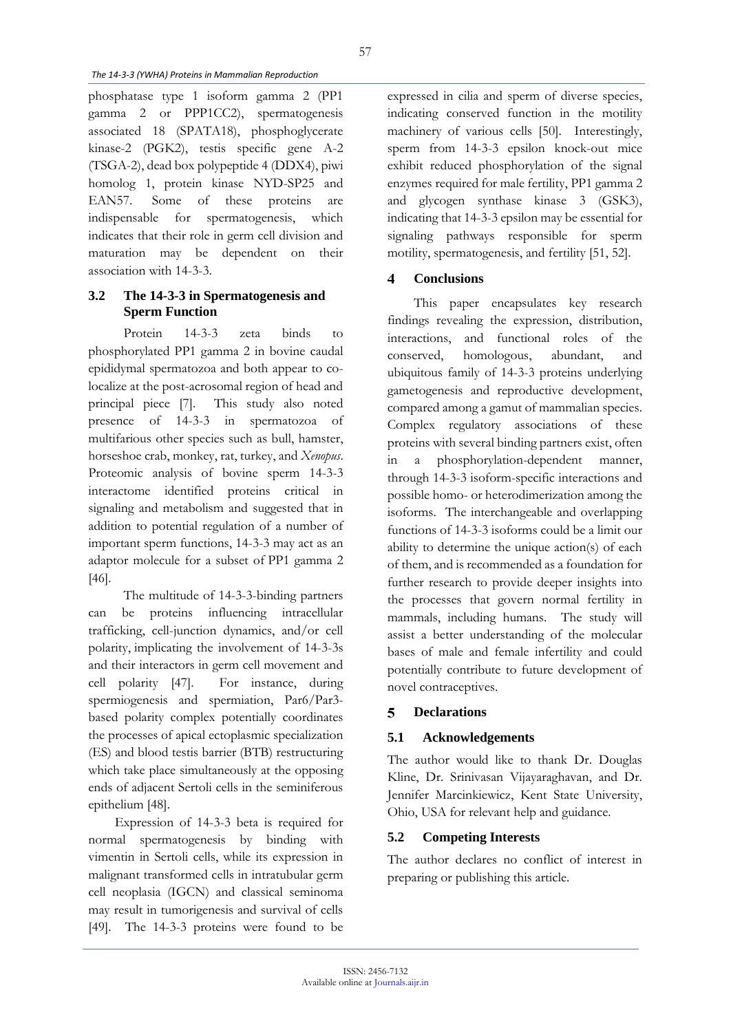phosphatase type 1 isoform gamma 2 (PP1 gamma 2 or PPP1CC2), spermatogenesis associated 18 (SPATA18), phosphoglycerate kinase-2 (PGK2), testis specific gene A-2 (TSGA-2), dead box polypeptide 4 (DDX4), piwi homolog 1, protein kinase NYD-SP25 and EAN57. Some of these proteins are indispensable for spermatogenesis, which indicates that their role in germ cell division and maturation may be dependent on their association with 14-3-3.

## 3.2 The 14-3-3 in Spermatogenesis and Sperm Function

Protein 14-3-3 zeta binds to phosphorylated PP1 gamma 2 in bovine caudal epididymal spermatozoa and both appear to co-localize at the post-acrosomal region of head and principal piece [7]. This study also noted presence of 14-3-3 in spermatozoa of multifarious other species such as bull, hamster, horseshoe crab, monkey, rat, turkey, and *Xenopus*. Proteomic analysis of bovine sperm 14-3-3 interactome identified proteins critical in signaling and metabolism and suggested that in addition to potential regulation of a number of important sperm functions, 14-3-3 may act as an adaptor molecule for a subset of PP1 gamma 2 [46].

The multitude of 14-3-3-binding partners can be proteins influencing intracellular trafficking, cell-junction dynamics, and/or cell polarity, implicating the involvement of 14-3-3s and their interactors in germ cell movement and cell polarity [47]. For instance, during spermiogenesis and spermiation, Par6/Par3-based polarity complex potentially coordinates the processes of apical ectoplasmic specialization (ES) and blood testis barrier (BTB) restructuring which take place simultaneously at the opposing ends of adjacent Sertoli cells in the seminiferous epithelium [48].

Expression of 14-3-3 beta is required for normal spermatogenesis by binding with vimentin in Sertoli cells, while its expression in malignant transformed cells in intratubular germ cell neoplasia (IGCN) and classical seminoma may result in tumorigenesis and survival of cells [49]. The 14-3-3 proteins were found to be expressed in cilia and sperm of diverse species, indicating conserved function in the motility machinery of various cells [50]. Interestingly, sperm from 14-3-3 epsilon knock-out mice exhibit reduced phosphorylation of the signal enzymes required for male fertility, PP1 gamma 2 and glycogen synthase kinase 3 (GSK3), indicating that 14-3-3 epsilon may be essential for signaling pathways responsible for sperm motility, spermatogenesis, and fertility [51, 52].

# 4 Conclusions

This paper encapsulates key research findings revealing the expression, distribution, interactions, and functional roles of the conserved, homologous, abundant, and ubiquitous family of 14-3-3 proteins underlying gametogenesis and reproductive development, compared among a gamut of mammalian species. Complex regulatory associations of these proteins with several binding partners exist, often in a phosphorylation-dependent manner, through 14-3-3 isoform-specific interactions and possible homo- or heterodimerization among the isoforms. The interchangeable and overlapping functions of 14-3-3 isoforms could be a limit our ability to determine the unique action(s) of each of them, and is recommended as a foundation for further research to provide deeper insights into the processes that govern normal fertility in mammals, including humans. The study will assist a better understanding of the molecular bases of male and female infertility and could potentially contribute to future development of novel contraceptives.

# 5 Declarations

## 5.1 Acknowledgements

The author would like to thank Dr. Douglas Kline, Dr. Srinivasan Vijayaraghavan, and Dr. Jennifer Marcinkiewicz, Kent State University, Ohio, USA for relevant help and guidance.

## 5.2 Competing Interests

The author declares no conflict of interest in preparing or publishing this article.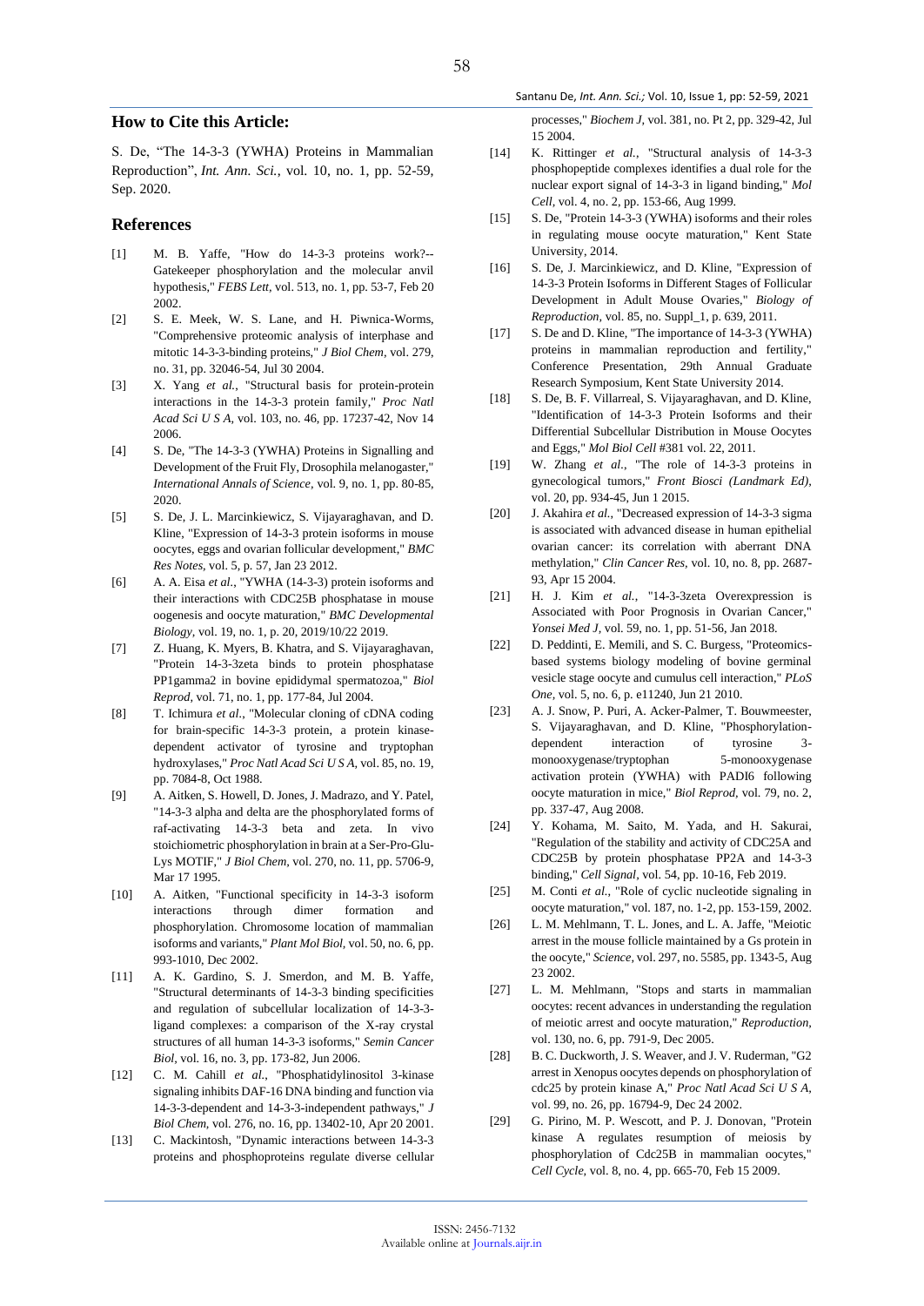## How to Cite this Article:

S. De, "The 14-3-3 (YWHA) Proteins in Mammalian Reproduction", *Int. Ann. Sci.*, vol. 10, no. 1, pp. 52-59, Sep. 2020.

## References

[1] M. B. Yaffe, "How do 14-3-3 proteins work?-- Gatekeeper phosphorylation and the molecular anvil hypothesis," *FEBS Lett*, vol. 513, no. 1, pp. 53-7, Feb 20 2002.

[2] S. E. Meek, W. S. Lane, and H. Piwnica-Worms, "Comprehensive proteomic analysis of interphase and mitotic 14-3-3-binding proteins," *J Biol Chem*, vol. 279, no. 31, pp. 32046-54, Jul 30 2004.

[3] X. Yang *et al.*, "Structural basis for protein-protein interactions in the 14-3-3 protein family," *Proc Natl Acad Sci U S A*, vol. 103, no. 46, pp. 17237-42, Nov 14 2006.

[4] S. De, "The 14-3-3 (YWHA) Proteins in Signalling and Development of the Fruit Fly, Drosophila melanogaster," *International Annals of Science*, vol. 9, no. 1, pp. 80-85, 2020.

[5] S. De, J. L. Marcinkiewicz, S. Vijayaraghavan, and D. Kline, "Expression of 14-3-3 protein isoforms in mouse oocytes, eggs and ovarian follicular development," *BMC Res Notes*, vol. 5, p. 57, Jan 23 2012.

[6] A. A. Eisa *et al.*, "YWHA (14-3-3) protein isoforms and their interactions with CDC25B phosphatase in mouse oogenesis and oocyte maturation," *BMC Developmental Biology*, vol. 19, no. 1, p. 20, 2019/10/22 2019.

[7] Z. Huang, K. Myers, B. Khatra, and S. Vijayaraghavan, "Protein 14-3-3zeta binds to protein phosphatase PP1gamma2 in bovine epididymal spermatozoa," *Biol Reprod*, vol. 71, no. 1, pp. 177-84, Jul 2004.

[8] T. Ichimura *et al.*, "Molecular cloning of cDNA coding for brain-specific 14-3-3 protein, a protein kinase-dependent activator of tyrosine and tryptophan hydroxylases," *Proc Natl Acad Sci U S A*, vol. 85, no. 19, pp. 7084-8, Oct 1988.

[9] A. Aitken, S. Howell, D. Jones, J. Madrazo, and Y. Patel, "14-3-3 alpha and delta are the phosphorylated forms of raf-activating 14-3-3 beta and zeta. In vivo stoichiometric phosphorylation in brain at a Ser-Pro-Glu-Lys MOTIF," *J Biol Chem*, vol. 270, no. 11, pp. 5706-9, Mar 17 1995.

[10] A. Aitken, "Functional specificity in 14-3-3 isoform interactions through dimer formation and phosphorylation. Chromosome location of mammalian isoforms and variants," *Plant Mol Biol*, vol. 50, no. 6, pp. 993-1010, Dec 2002.

[11] A. K. Gardino, S. J. Smerdon, and M. B. Yaffe, "Structural determinants of 14-3-3 binding specificities and regulation of subcellular localization of 14-3-3-ligand complexes: a comparison of the X-ray crystal structures of all human 14-3-3 isoforms," *Semin Cancer Biol*, vol. 16, no. 3, pp. 173-82, Jun 2006.

[12] C. M. Cahill *et al.*, "Phosphatidylinositol 3-kinase signaling inhibits DAF-16 DNA binding and function via 14-3-3-dependent and 14-3-3-independent pathways," *J Biol Chem*, vol. 276, no. 16, pp. 13402-10, Apr 20 2001.

[13] C. Mackintosh, "Dynamic interactions between 14-3-3 proteins and phosphoproteins regulate diverse cellular processes," *Biochem J*, vol. 381, no. Pt 2, pp. 329-42, Jul 15 2004.

[14] K. Rittinger *et al.*, "Structural analysis of 14-3-3 phosphopeptide complexes identifies a dual role for the nuclear export signal of 14-3-3 in ligand binding," *Mol Cell*, vol. 4, no. 2, pp. 153-66, Aug 1999.

[15] S. De, "Protein 14-3-3 (YWHA) isoforms and their roles in regulating mouse oocyte maturation," Kent State University, 2014.

[16] S. De, J. Marcinkiewicz, and D. Kline, "Expression of 14-3-3 Protein Isoforms in Different Stages of Follicular Development in Adult Mouse Ovaries," *Biology of Reproduction*, vol. 85, no. Suppl_1, p. 639, 2011.

[17] S. De and D. Kline, "The importance of 14-3-3 (YWHA) proteins in mammalian reproduction and fertility," Conference Presentation, 29th Annual Graduate Research Symposium, Kent State University 2014.

[18] S. De, B. F. Villarreal, S. Vijayaraghavan, and D. Kline, "Identification of 14-3-3 Protein Isoforms and their Differential Subcellular Distribution in Mouse Oocytes and Eggs," *Mol Biol Cell* #381 vol. 22, 2011.

[19] W. Zhang *et al.*, "The role of 14-3-3 proteins in gynecological tumors," *Front Biosci (Landmark Ed)*, vol. 20, pp. 934-45, Jun 1 2015.

[20] J. Akahira *et al.*, "Decreased expression of 14-3-3 sigma is associated with advanced disease in human epithelial ovarian cancer: its correlation with aberrant DNA methylation," *Clin Cancer Res*, vol. 10, no. 8, pp. 2687-93, Apr 15 2004.

[21] H. J. Kim *et al.*, "14-3-3zeta Overexpression is Associated with Poor Prognosis in Ovarian Cancer," *Yonsei Med J*, vol. 59, no. 1, pp. 51-56, Jan 2018.

[22] D. Peddinti, E. Memili, and S. C. Burgess, "Proteomics-based systems biology modeling of bovine germinal vesicle stage oocyte and cumulus cell interaction," *PLoS One*, vol. 5, no. 6, p. e11240, Jun 21 2010.

[23] A. J. Snow, P. Puri, A. Acker-Palmer, T. Bouwmeester, S. Vijayaraghavan, and D. Kline, "Phosphorylation-dependent interaction of tyrosine 3-monooxygenase/tryptophan 5-monooxygenase activation protein (YWHA) with PADI6 following oocyte maturation in mice," *Biol Reprod*, vol. 79, no. 2, pp. 337-47, Aug 2008.

[24] Y. Kohama, M. Saito, M. Yada, and H. Sakurai, "Regulation of the stability and activity of CDC25A and CDC25B by protein phosphatase PP2A and 14-3-3 binding," *Cell Signal*, vol. 54, pp. 10-16, Feb 2019.

[25] M. Conti *et al.*, "Role of cyclic nucleotide signaling in oocyte maturation," vol. 187, no. 1-2, pp. 153-159, 2002.

[26] L. M. Mehlmann, T. L. Jones, and L. A. Jaffe, "Meiotic arrest in the mouse follicle maintained by a Gs protein in the oocyte," *Science*, vol. 297, no. 5585, pp. 1343-5, Aug 23 2002.

[27] L. M. Mehlmann, "Stops and starts in mammalian oocytes: recent advances in understanding the regulation of meiotic arrest and oocyte maturation," *Reproduction*, vol. 130, no. 6, pp. 791-9, Dec 2005.

[28] B. C. Duckworth, J. S. Weaver, and J. V. Ruderman, "G2 arrest in Xenopus oocytes depends on phosphorylation of cdc25 by protein kinase A," *Proc Natl Acad Sci U S A*, vol. 99, no. 26, pp. 16794-9, Dec 24 2002.

[29] G. Pirino, M. P. Wescott, and P. J. Donovan, "Protein kinase A regulates resumption of meiosis by phosphorylation of Cdc25B in mammalian oocytes," *Cell Cycle*, vol. 8, no. 4, pp. 665-70, Feb 15 2009.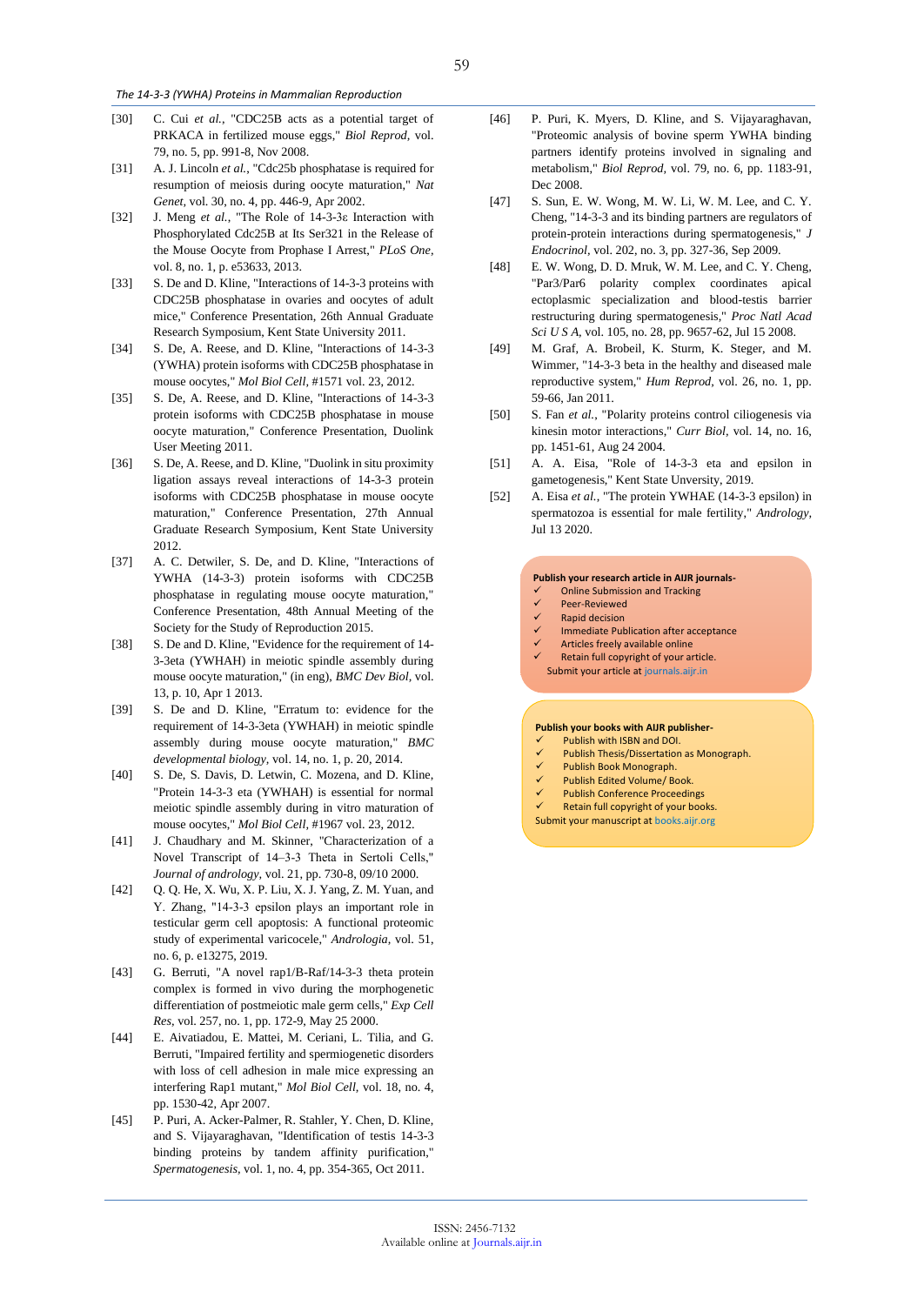[30] C. Cui *et al.*, "CDC25B acts as a potential target of PRKACA in fertilized mouse eggs," *Biol Reprod,* vol. 79, no. 5, pp. 991-8, Nov 2008.

[31] A. J. Lincoln *et al.*, "Cdc25b phosphatase is required for resumption of meiosis during oocyte maturation," *Nat Genet,* vol. 30, no. 4, pp. 446-9, Apr 2002.

[32] J. Meng *et al.*, "The Role of 14-3-3ε Interaction with Phosphorylated Cdc25B at Its Ser321 in the Release of the Mouse Oocyte from Prophase I Arrest," *PLoS One,* vol. 8, no. 1, p. e53633, 2013.

[33] S. De and D. Kline, "Interactions of 14-3-3 proteins with CDC25B phosphatase in ovaries and oocytes of adult mice," Conference Presentation, 26th Annual Graduate Research Symposium, Kent State University 2011.

[34] S. De, A. Reese, and D. Kline, "Interactions of 14-3-3 (YWHA) protein isoforms with CDC25B phosphatase in mouse oocytes," *Mol Biol Cell,* #1571 vol. 23, 2012.

[35] S. De, A. Reese, and D. Kline, "Interactions of 14-3-3 protein isoforms with CDC25B phosphatase in mouse oocyte maturation," Conference Presentation, Duolink User Meeting 2011.

[36] S. De, A. Reese, and D. Kline, "Duolink in situ proximity ligation assays reveal interactions of 14-3-3 protein isoforms with CDC25B phosphatase in mouse oocyte maturation," Conference Presentation, 27th Annual Graduate Research Symposium, Kent State University 2012.

[37] A. C. Detwiler, S. De, and D. Kline, "Interactions of YWHA (14-3-3) protein isoforms with CDC25B phosphatase in regulating mouse oocyte maturation," Conference Presentation, 48th Annual Meeting of the Society for the Study of Reproduction 2015.

[38] S. De and D. Kline, "Evidence for the requirement of 14-3-3eta (YWHAH) in meiotic spindle assembly during mouse oocyte maturation," (in eng), *BMC Dev Biol,* vol. 13, p. 10, Apr 1 2013.

[39] S. De and D. Kline, "Erratum to: evidence for the requirement of 14-3-3eta (YWHAH) in meiotic spindle assembly during mouse oocyte maturation," *BMC developmental biology,* vol. 14, no. 1, p. 20, 2014.

[40] S. De, S. Davis, D. Letwin, C. Mozena, and D. Kline, "Protein 14-3-3 eta (YWHAH) is essential for normal meiotic spindle assembly during in vitro maturation of mouse oocytes," *Mol Biol Cell,* #1967 vol. 23, 2012.

[41] J. Chaudhary and M. Skinner, "Characterization of a Novel Transcript of 14–3-3 Theta in Sertoli Cells," *Journal of andrology,* vol. 21, pp. 730-8, 09/10 2000.

[42] Q. Q. He, X. Wu, X. P. Liu, X. J. Yang, Z. M. Yuan, and Y. Zhang, "14-3-3 epsilon plays an important role in testicular germ cell apoptosis: A functional proteomic study of experimental varicocele," *Andrologia,* vol. 51, no. 6, p. e13275, 2019.

[43] G. Berruti, "A novel rap1/B-Raf/14-3-3 theta protein complex is formed in vivo during the morphogenetic differentiation of postmeiotic male germ cells," *Exp Cell Res,* vol. 257, no. 1, pp. 172-9, May 25 2000.

[44] E. Aivatiadou, E. Mattei, M. Ceriani, L. Tilia, and G. Berruti, "Impaired fertility and spermiogenetic disorders with loss of cell adhesion in male mice expressing an interfering Rap1 mutant," *Mol Biol Cell,* vol. 18, no. 4, pp. 1530-42, Apr 2007.

[45] P. Puri, A. Acker-Palmer, R. Stahler, Y. Chen, D. Kline, and S. Vijayaraghavan, "Identification of testis 14-3-3 binding proteins by tandem affinity purification," *Spermatogenesis,* vol. 1, no. 4, pp. 354-365, Oct 2011.

[46] P. Puri, K. Myers, D. Kline, and S. Vijayaraghavan, "Proteomic analysis of bovine sperm YWHA binding partners identify proteins involved in signaling and metabolism," *Biol Reprod,* vol. 79, no. 6, pp. 1183-91, Dec 2008.

[47] S. Sun, E. W. Wong, M. W. Li, W. M. Lee, and C. Y. Cheng, "14-3-3 and its binding partners are regulators of protein-protein interactions during spermatogenesis," *J Endocrinol,* vol. 202, no. 3, pp. 327-36, Sep 2009.

[48] E. W. Wong, D. D. Mruk, W. M. Lee, and C. Y. Cheng, "Par3/Par6 polarity complex coordinates apical ectoplasmic specialization and blood-testis barrier restructuring during spermatogenesis," *Proc Natl Acad Sci U S A,* vol. 105, no. 28, pp. 9657-62, Jul 15 2008.

[49] M. Graf, A. Brobeil, K. Sturm, K. Steger, and M. Wimmer, "14-3-3 beta in the healthy and diseased male reproductive system," *Hum Reprod,* vol. 26, no. 1, pp. 59-66, Jan 2011.

[50] S. Fan *et al.*, "Polarity proteins control ciliogenesis via kinesin motor interactions," *Curr Biol,* vol. 14, no. 16, pp. 1451-61, Aug 24 2004.

[51] A. A. Eisa, "Role of 14-3-3 eta and epsilon in gametogenesis," Kent State Unversity, 2019.

[52] A. Eisa *et al.*, "The protein YWHAE (14-3-3 epsilon) in spermatozoa is essential for male fertility," *Andrology,* Jul 13 2020.

**Publish your research article in AIJR journals-**
- ✓ Online Submission and Tracking
- ✓ Peer-Reviewed
- ✓ Rapid decision
- ✓ Immediate Publication after acceptance
- ✓ Articles freely available online
- ✓ Retain full copyright of your article.

Submit your article at journals.aijr.in

**Publish your books with AIJR publisher-**
- ✓ Publish with ISBN and DOI.
- ✓ Publish Thesis/Dissertation as Monograph.
- ✓ Publish Book Monograph.
- ✓ Publish Edited Volume/ Book.
- ✓ Publish Conference Proceedings
- ✓ Retain full copyright of your books.

Submit your manuscript at books.aijr.org